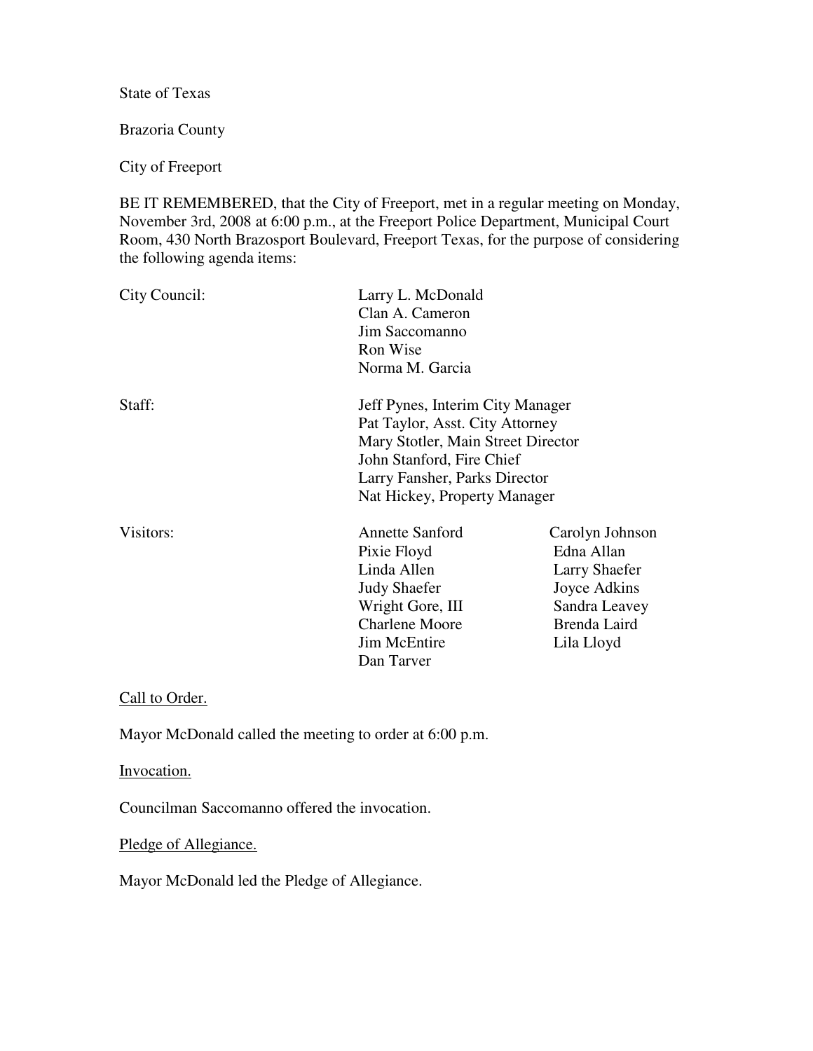State of Texas

Brazoria County

City of Freeport

BE IT REMEMBERED, that the City of Freeport, met in a regular meeting on Monday, November 3rd, 2008 at 6:00 p.m., at the Freeport Police Department, Municipal Court Room, 430 North Brazosport Boulevard, Freeport Texas, for the purpose of considering the following agenda items:

| | | |
|---|---|---|
| City Council: | Larry L. McDonald | |
| | Clan A. Cameron | |
| | Jim Saccomanno | |
| | Ron Wise | |
| | Norma M. Garcia | |
| Staff: | Jeff Pynes, Interim City Manager | |
| | Pat Taylor, Asst. City Attorney | |
| | Mary Stotler, Main Street Director | |
| | John Stanford, Fire Chief | |
| | Larry Fansher, Parks Director | |
| | Nat Hickey, Property Manager | |
| Visitors: | Annette Sanford | Carolyn Johnson |
| | Pixie Floyd | Edna Allan |
| | Linda Allen | Larry Shaefer |
| | Judy Shaefer | Joyce Adkins |
| | Wright Gore, III | Sandra Leavey |
| | Charlene Moore | Brenda Laird |
| | Jim McEntire | Lila Lloyd |
| | Dan Tarver | |

<u>Call to Order.</u>

Mayor McDonald called the meeting to order at 6:00 p.m.

<u>Invocation.</u>

Councilman Saccomanno offered the invocation.

<u>Pledge of Allegiance.</u>

Mayor McDonald led the Pledge of Allegiance.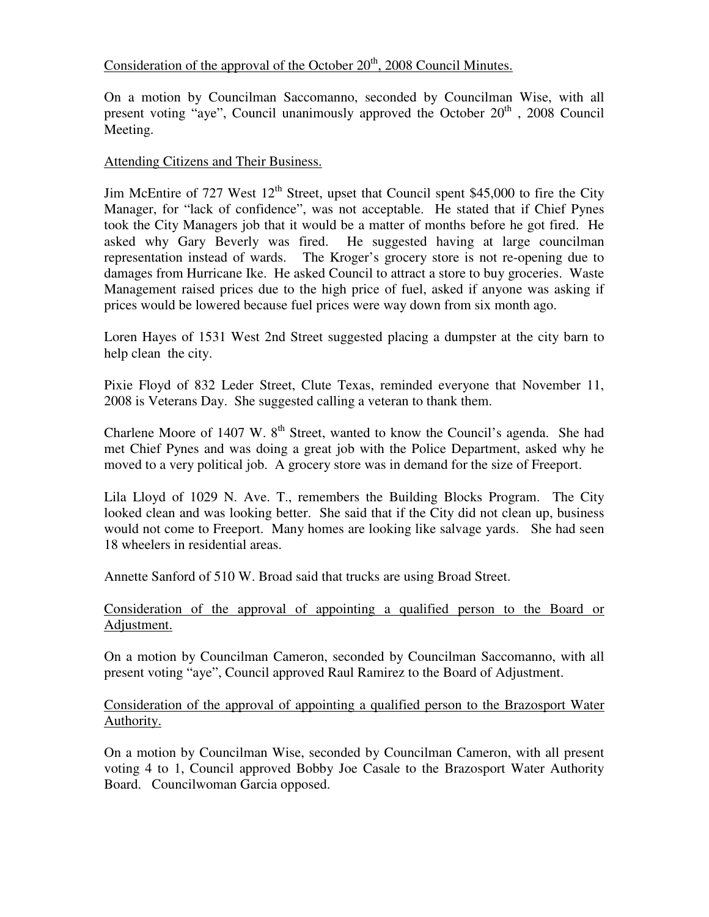Consideration of the approval of the October 20th, 2008 Council Minutes.

On a motion by Councilman Saccomanno, seconded by Councilman Wise, with all present voting "aye", Council unanimously approved the October 20th , 2008 Council Meeting.

Attending Citizens and Their Business.

Jim McEntire of 727 West 12th Street, upset that Council spent $45,000 to fire the City Manager, for "lack of confidence", was not acceptable. He stated that if Chief Pynes took the City Managers job that it would be a matter of months before he got fired. He asked why Gary Beverly was fired. He suggested having at large councilman representation instead of wards. The Kroger's grocery store is not re-opening due to damages from Hurricane Ike. He asked Council to attract a store to buy groceries. Waste Management raised prices due to the high price of fuel, asked if anyone was asking if prices would be lowered because fuel prices were way down from six month ago.

Loren Hayes of 1531 West 2nd Street suggested placing a dumpster at the city barn to help clean the city.

Pixie Floyd of 832 Leder Street, Clute Texas, reminded everyone that November 11, 2008 is Veterans Day. She suggested calling a veteran to thank them.

Charlene Moore of 1407 W. 8th Street, wanted to know the Council's agenda. She had met Chief Pynes and was doing a great job with the Police Department, asked why he moved to a very political job. A grocery store was in demand for the size of Freeport.

Lila Lloyd of 1029 N. Ave. T., remembers the Building Blocks Program. The City looked clean and was looking better. She said that if the City did not clean up, business would not come to Freeport. Many homes are looking like salvage yards. She had seen 18 wheelers in residential areas.

Annette Sanford of 510 W. Broad said that trucks are using Broad Street.

Consideration of the approval of appointing a qualified person to the Board or Adjustment.

On a motion by Councilman Cameron, seconded by Councilman Saccomanno, with all present voting "aye", Council approved Raul Ramirez to the Board of Adjustment.

Consideration of the approval of appointing a qualified person to the Brazosport Water Authority.

On a motion by Councilman Wise, seconded by Councilman Cameron, with all present voting 4 to 1, Council approved Bobby Joe Casale to the Brazosport Water Authority Board. Councilwoman Garcia opposed.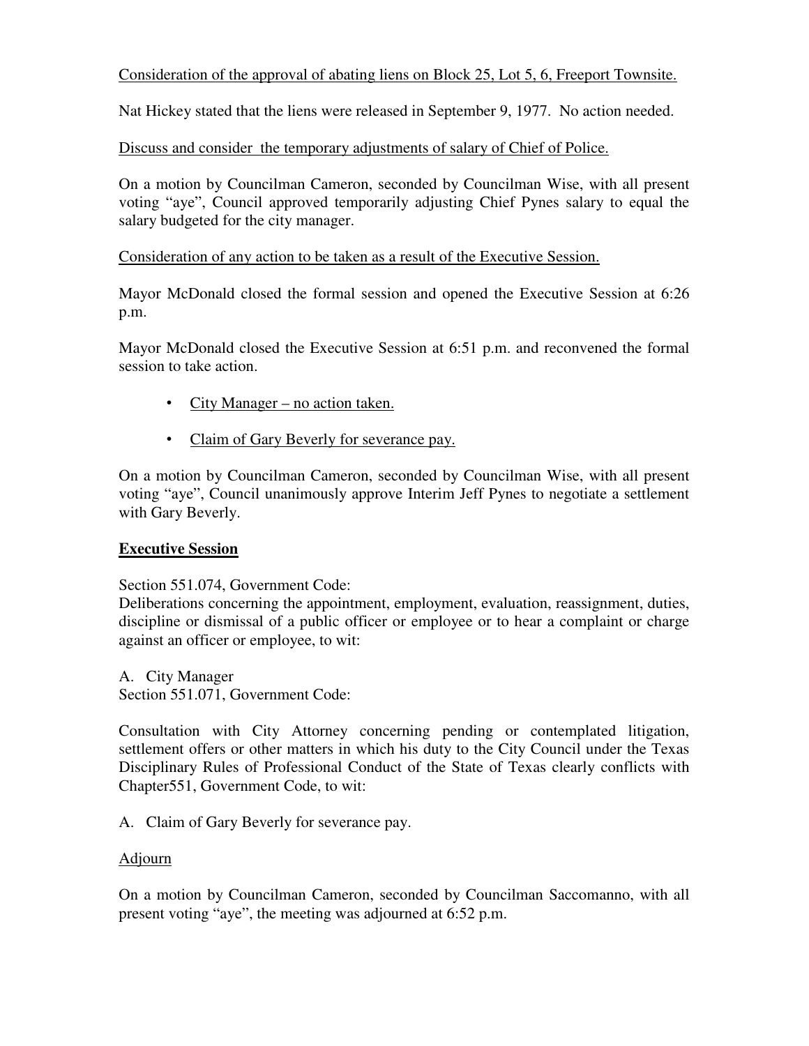Consideration of the approval of abating liens on Block 25, Lot 5, 6, Freeport Townsite.

Nat Hickey stated that the liens were released in September 9, 1977. No action needed.

Discuss and consider the temporary adjustments of salary of Chief of Police.

On a motion by Councilman Cameron, seconded by Councilman Wise, with all present voting "aye", Council approved temporarily adjusting Chief Pynes salary to equal the salary budgeted for the city manager.

Consideration of any action to be taken as a result of the Executive Session.

Mayor McDonald closed the formal session and opened the Executive Session at 6:26 p.m.

Mayor McDonald closed the Executive Session at 6:51 p.m. and reconvened the formal session to take action.

- City Manager – no action taken.
- Claim of Gary Beverly for severance pay.

On a motion by Councilman Cameron, seconded by Councilman Wise, with all present voting "aye", Council unanimously approve Interim Jeff Pynes to negotiate a settlement with Gary Beverly.

**Executive Session**

Section 551.074, Government Code:
Deliberations concerning the appointment, employment, evaluation, reassignment, duties, discipline or dismissal of a public officer or employee or to hear a complaint or charge against an officer or employee, to wit:

A. City Manager
Section 551.071, Government Code:

Consultation with City Attorney concerning pending or contemplated litigation, settlement offers or other matters in which his duty to the City Council under the Texas Disciplinary Rules of Professional Conduct of the State of Texas clearly conflicts with Chapter551, Government Code, to wit:

A. Claim of Gary Beverly for severance pay.

Adjourn

On a motion by Councilman Cameron, seconded by Councilman Saccomanno, with all present voting "aye", the meeting was adjourned at 6:52 p.m.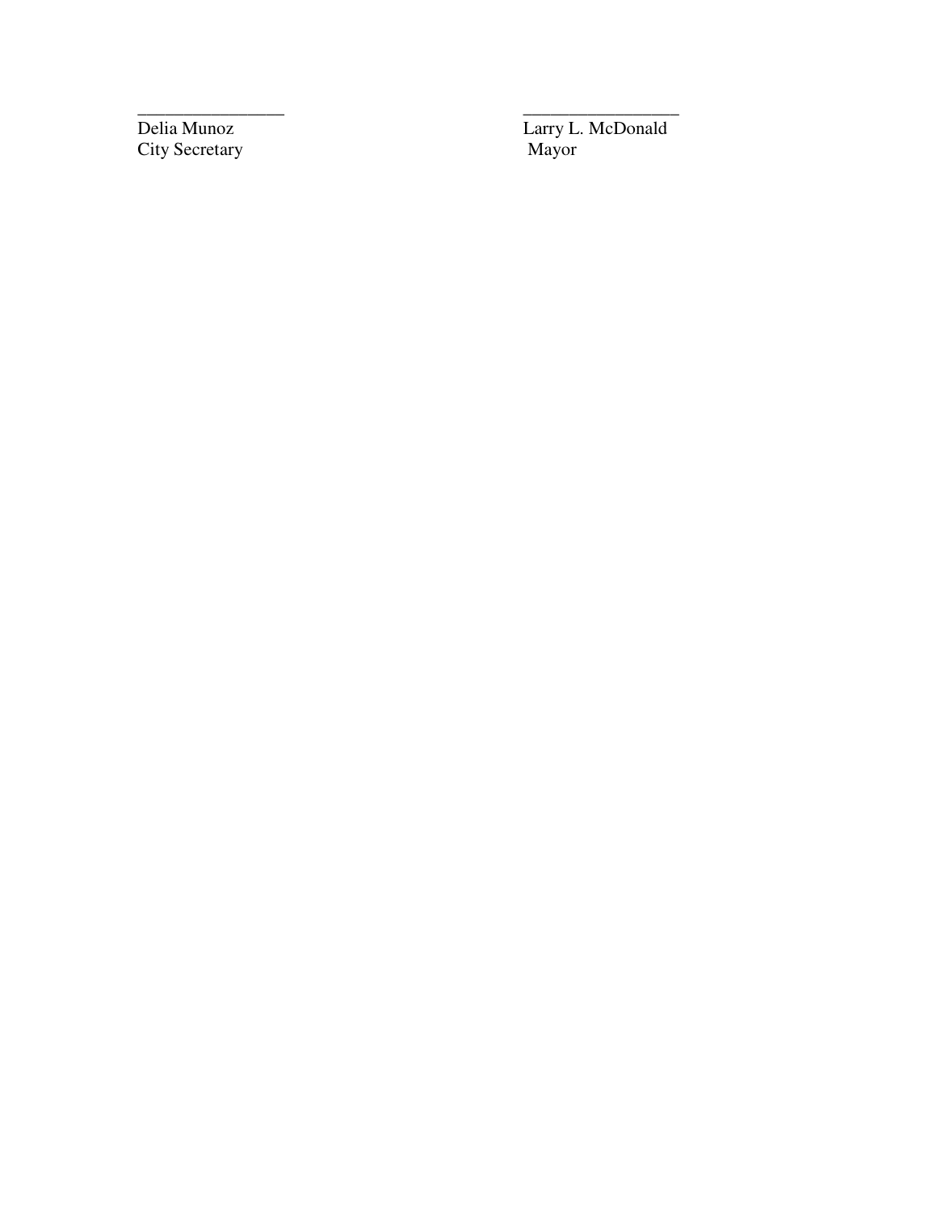| | |
|---|---|
| ________________ | _________________ |
| Delia Munoz | Larry L. McDonald |
| City Secretary | Mayor |